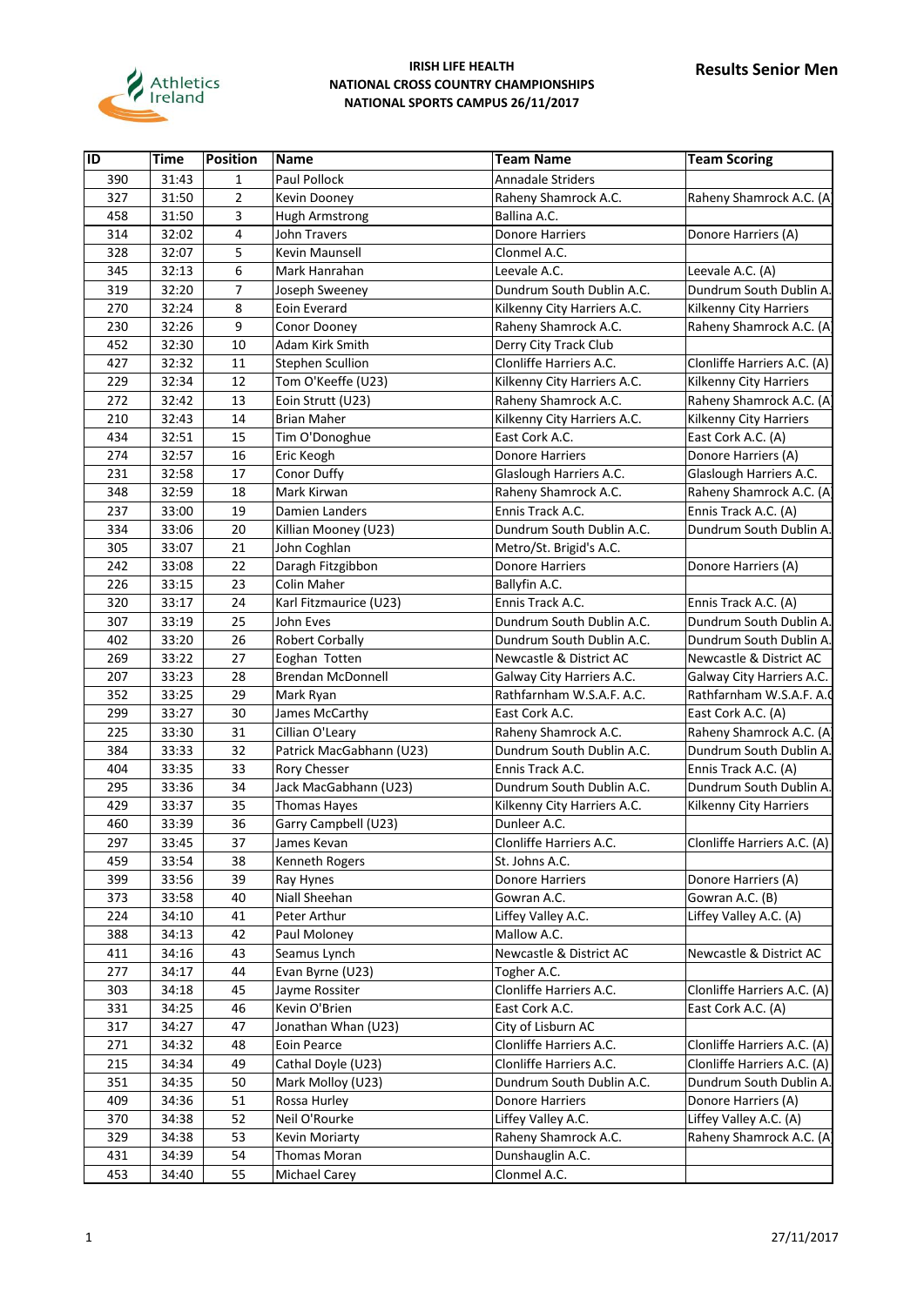Athletics Ireland

**IRISH LIFE HEALTH**
**NATIONAL CROSS COUNTRY CHAMPIONSHIPS**
**NATIONAL SPORTS CAMPUS 26/11/2017**

## Results Senior Men

| ID | Time | Position | Name | Team Name | Team Scoring |
|---|---|---|---|---|---|
| 390 | 31:43 | 1 | Paul Pollock | Annadale Striders | |
| 327 | 31:50 | 2 | Kevin Dooney | Raheny Shamrock A.C. | Raheny Shamrock A.C. (A |
| 458 | 31:50 | 3 | Hugh Armstrong | Ballina A.C. | |
| 314 | 32:02 | 4 | John Travers | Donore Harriers | Donore Harriers (A) |
| 328 | 32:07 | 5 | Kevin Maunsell | Clonmel A.C. | |
| 345 | 32:13 | 6 | Mark Hanrahan | Leevale A.C. | Leevale A.C. (A) |
| 319 | 32:20 | 7 | Joseph Sweeney | Dundrum South Dublin A.C. | Dundrum South Dublin A. |
| 270 | 32:24 | 8 | Eoin Everard | Kilkenny City Harriers A.C. | Kilkenny City Harriers |
| 230 | 32:26 | 9 | Conor Dooney | Raheny Shamrock A.C. | Raheny Shamrock A.C. (A |
| 452 | 32:30 | 10 | Adam Kirk Smith | Derry City Track Club | |
| 427 | 32:32 | 11 | Stephen Scullion | Clonliffe Harriers A.C. | Clonliffe Harriers A.C. (A) |
| 229 | 32:34 | 12 | Tom O'Keeffe (U23) | Kilkenny City Harriers A.C. | Kilkenny City Harriers |
| 272 | 32:42 | 13 | Eoin Strutt (U23) | Raheny Shamrock A.C. | Raheny Shamrock A.C. (A |
| 210 | 32:43 | 14 | Brian Maher | Kilkenny City Harriers A.C. | Kilkenny City Harriers |
| 434 | 32:51 | 15 | Tim O'Donoghue | East Cork A.C. | East Cork A.C. (A) |
| 274 | 32:57 | 16 | Eric Keogh | Donore Harriers | Donore Harriers (A) |
| 231 | 32:58 | 17 | Conor Duffy | Glaslough Harriers A.C. | Glaslough Harriers A.C. |
| 348 | 32:59 | 18 | Mark Kirwan | Raheny Shamrock A.C. | Raheny Shamrock A.C. (A |
| 237 | 33:00 | 19 | Damien Landers | Ennis Track A.C. | Ennis Track A.C. (A) |
| 334 | 33:06 | 20 | Killian Mooney (U23) | Dundrum South Dublin A.C. | Dundrum South Dublin A. |
| 305 | 33:07 | 21 | John Coghlan | Metro/St. Brigid's A.C. | |
| 242 | 33:08 | 22 | Daragh Fitzgibbon | Donore Harriers | Donore Harriers (A) |
| 226 | 33:15 | 23 | Colin Maher | Ballyfin A.C. | |
| 320 | 33:17 | 24 | Karl Fitzmaurice (U23) | Ennis Track A.C. | Ennis Track A.C. (A) |
| 307 | 33:19 | 25 | John Eves | Dundrum South Dublin A.C. | Dundrum South Dublin A. |
| 402 | 33:20 | 26 | Robert Corbally | Dundrum South Dublin A.C. | Dundrum South Dublin A. |
| 269 | 33:22 | 27 | Eoghan Totten | Newcastle & District AC | Newcastle & District AC |
| 207 | 33:23 | 28 | Brendan McDonnell | Galway City Harriers A.C. | Galway City Harriers A.C. |
| 352 | 33:25 | 29 | Mark Ryan | Rathfarnham W.S.A.F. A.C. | Rathfarnham W.S.A.F. A.C |
| 299 | 33:27 | 30 | James McCarthy | East Cork A.C. | East Cork A.C. (A) |
| 225 | 33:30 | 31 | Cillian O'Leary | Raheny Shamrock A.C. | Raheny Shamrock A.C. (A |
| 384 | 33:33 | 32 | Patrick MacGabhann (U23) | Dundrum South Dublin A.C. | Dundrum South Dublin A. |
| 404 | 33:35 | 33 | Rory Chesser | Ennis Track A.C. | Ennis Track A.C. (A) |
| 295 | 33:36 | 34 | Jack MacGabhann (U23) | Dundrum South Dublin A.C. | Dundrum South Dublin A. |
| 429 | 33:37 | 35 | Thomas Hayes | Kilkenny City Harriers A.C. | Kilkenny City Harriers |
| 460 | 33:39 | 36 | Garry Campbell (U23) | Dunleer A.C. | |
| 297 | 33:45 | 37 | James Kevan | Clonliffe Harriers A.C. | Clonliffe Harriers A.C. (A) |
| 459 | 33:54 | 38 | Kenneth Rogers | St. Johns A.C. | |
| 399 | 33:56 | 39 | Ray Hynes | Donore Harriers | Donore Harriers (A) |
| 373 | 33:58 | 40 | Niall Sheehan | Gowran A.C. | Gowran A.C. (B) |
| 224 | 34:10 | 41 | Peter Arthur | Liffey Valley A.C. | Liffey Valley A.C. (A) |
| 388 | 34:13 | 42 | Paul Moloney | Mallow A.C. | |
| 411 | 34:16 | 43 | Seamus Lynch | Newcastle & District AC | Newcastle & District AC |
| 277 | 34:17 | 44 | Evan Byrne (U23) | Togher A.C. | |
| 303 | 34:18 | 45 | Jayme Rossiter | Clonliffe Harriers A.C. | Clonliffe Harriers A.C. (A) |
| 331 | 34:25 | 46 | Kevin O'Brien | East Cork A.C. | East Cork A.C. (A) |
| 317 | 34:27 | 47 | Jonathan Whan (U23) | City of Lisburn AC | |
| 271 | 34:32 | 48 | Eoin Pearce | Clonliffe Harriers A.C. | Clonliffe Harriers A.C. (A) |
| 215 | 34:34 | 49 | Cathal Doyle (U23) | Clonliffe Harriers A.C. | Clonliffe Harriers A.C. (A) |
| 351 | 34:35 | 50 | Mark Molloy (U23) | Dundrum South Dublin A.C. | Dundrum South Dublin A. |
| 409 | 34:36 | 51 | Rossa Hurley | Donore Harriers | Donore Harriers (A) |
| 370 | 34:38 | 52 | Neil O'Rourke | Liffey Valley A.C. | Liffey Valley A.C. (A) |
| 329 | 34:38 | 53 | Kevin Moriarty | Raheny Shamrock A.C. | Raheny Shamrock A.C. (A |
| 431 | 34:39 | 54 | Thomas Moran | Dunshaughlin A.C. | |
| 453 | 34:40 | 55 | Michael Carey | Clonmel A.C. | |

27/11/2017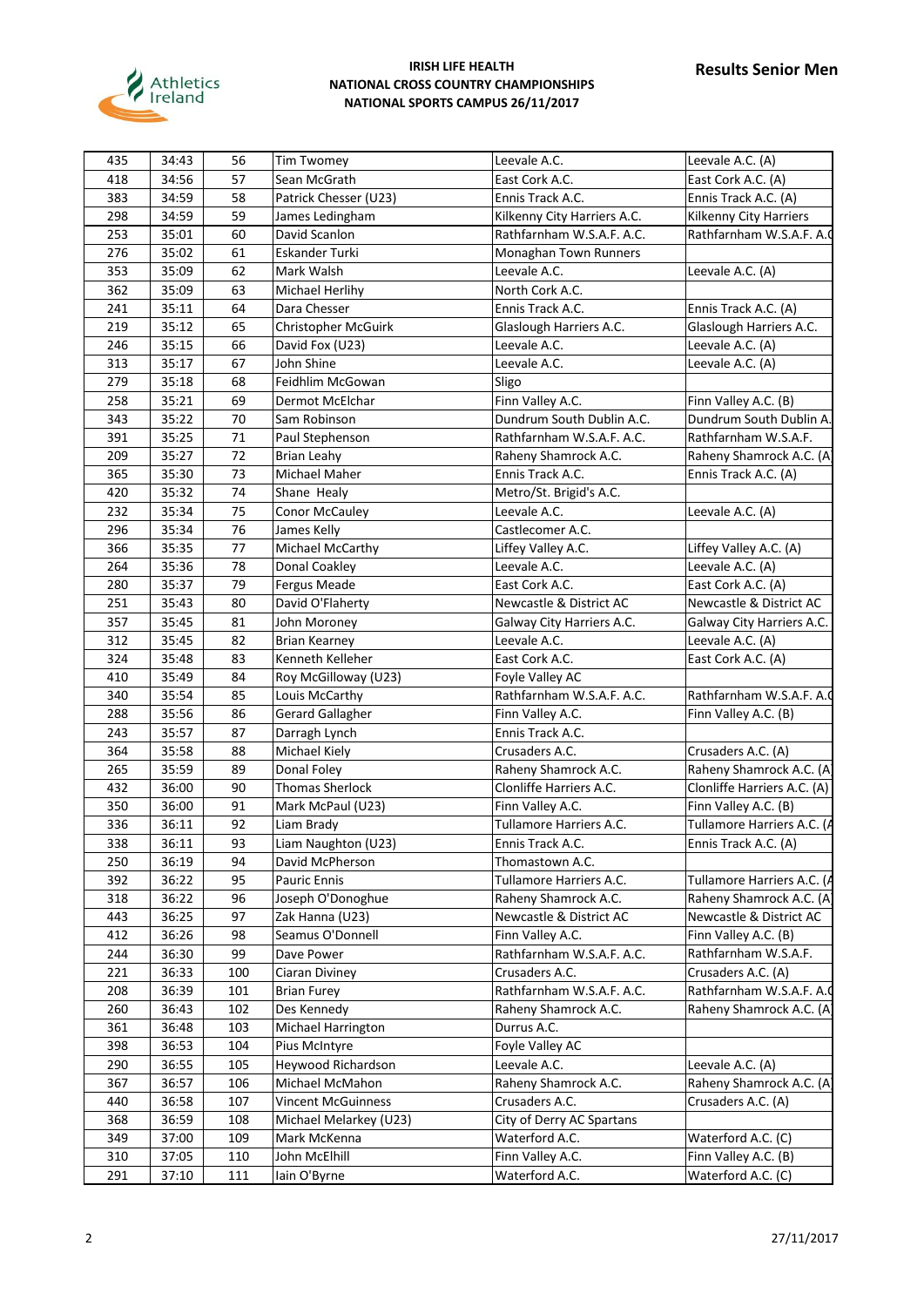**IRISH LIFE HEALTH**
**NATIONAL CROSS COUNTRY CHAMPIONSHIPS**
**NATIONAL SPORTS CAMPUS 26/11/2017**

**Results Senior Men**

| | | | | | |
|---|---|---|---|---|---|
| 435 | 34:43 | 56 | Tim Twomey | Leevale A.C. | Leevale A.C. (A) |
| 418 | 34:56 | 57 | Sean McGrath | East Cork A.C. | East Cork A.C. (A) |
| 383 | 34:59 | 58 | Patrick Chesser (U23) | Ennis Track A.C. | Ennis Track A.C. (A) |
| 298 | 34:59 | 59 | James Ledingham | Kilkenny City Harriers A.C. | Kilkenny City Harriers |
| 253 | 35:01 | 60 | David Scanlon | Rathfarnham W.S.A.F. A.C. | Rathfarnham W.S.A.F. A.C |
| 276 | 35:02 | 61 | Eskander Turki | Monaghan Town Runners | |
| 353 | 35:09 | 62 | Mark Walsh | Leevale A.C. | Leevale A.C. (A) |
| 362 | 35:09 | 63 | Michael Herlihy | North Cork A.C. | |
| 241 | 35:11 | 64 | Dara Chesser | Ennis Track A.C. | Ennis Track A.C. (A) |
| 219 | 35:12 | 65 | Christopher McGuirk | Glaslough Harriers A.C. | Glaslough Harriers A.C. |
| 246 | 35:15 | 66 | David Fox (U23) | Leevale A.C. | Leevale A.C. (A) |
| 313 | 35:17 | 67 | John Shine | Leevale A.C. | Leevale A.C. (A) |
| 279 | 35:18 | 68 | Feidhlim McGowan | Sligo | |
| 258 | 35:21 | 69 | Dermot McElchar | Finn Valley A.C. | Finn Valley A.C. (B) |
| 343 | 35:22 | 70 | Sam Robinson | Dundrum South Dublin A.C. | Dundrum South Dublin A. |
| 391 | 35:25 | 71 | Paul Stephenson | Rathfarnham W.S.A.F. A.C. | Rathfarnham W.S.A.F. |
| 209 | 35:27 | 72 | Brian Leahy | Raheny Shamrock A.C. | Raheny Shamrock A.C. (A |
| 365 | 35:30 | 73 | Michael Maher | Ennis Track A.C. | Ennis Track A.C. (A) |
| 420 | 35:32 | 74 | Shane Healy | Metro/St. Brigid's A.C. | |
| 232 | 35:34 | 75 | Conor McCauley | Leevale A.C. | Leevale A.C. (A) |
| 296 | 35:34 | 76 | James Kelly | Castlecomer A.C. | |
| 366 | 35:35 | 77 | Michael McCarthy | Liffey Valley A.C. | Liffey Valley A.C. (A) |
| 264 | 35:36 | 78 | Donal Coakley | Leevale A.C. | Leevale A.C. (A) |
| 280 | 35:37 | 79 | Fergus Meade | East Cork A.C. | East Cork A.C. (A) |
| 251 | 35:43 | 80 | David O'Flaherty | Newcastle & District AC | Newcastle & District AC |
| 357 | 35:45 | 81 | John Moroney | Galway City Harriers A.C. | Galway City Harriers A.C. |
| 312 | 35:45 | 82 | Brian Kearney | Leevale A.C. | Leevale A.C. (A) |
| 324 | 35:48 | 83 | Kenneth Kelleher | East Cork A.C. | East Cork A.C. (A) |
| 410 | 35:49 | 84 | Roy McGilloway (U23) | Foyle Valley AC | |
| 340 | 35:54 | 85 | Louis McCarthy | Rathfarnham W.S.A.F. A.C. | Rathfarnham W.S.A.F. A.C |
| 288 | 35:56 | 86 | Gerard Gallagher | Finn Valley A.C. | Finn Valley A.C. (B) |
| 243 | 35:57 | 87 | Darragh Lynch | Ennis Track A.C. | |
| 364 | 35:58 | 88 | Michael Kiely | Crusaders A.C. | Crusaders A.C. (A) |
| 265 | 35:59 | 89 | Donal Foley | Raheny Shamrock A.C. | Raheny Shamrock A.C. (A |
| 432 | 36:00 | 90 | Thomas Sherlock | Clonliffe Harriers A.C. | Clonliffe Harriers A.C. (A) |
| 350 | 36:00 | 91 | Mark McPaul (U23) | Finn Valley A.C. | Finn Valley A.C. (B) |
| 336 | 36:11 | 92 | Liam Brady | Tullamore Harriers A.C. | Tullamore Harriers A.C. (A |
| 338 | 36:11 | 93 | Liam Naughton (U23) | Ennis Track A.C. | Ennis Track A.C. (A) |
| 250 | 36:19 | 94 | David McPherson | Thomastown A.C. | |
| 392 | 36:22 | 95 | Pauric Ennis | Tullamore Harriers A.C. | Tullamore Harriers A.C. (A |
| 318 | 36:22 | 96 | Joseph O'Donoghue | Raheny Shamrock A.C. | Raheny Shamrock A.C. (A |
| 443 | 36:25 | 97 | Zak Hanna (U23) | Newcastle & District AC | Newcastle & District AC |
| 412 | 36:26 | 98 | Seamus O'Donnell | Finn Valley A.C. | Finn Valley A.C. (B) |
| 244 | 36:30 | 99 | Dave Power | Rathfarnham W.S.A.F. A.C. | Rathfarnham W.S.A.F. |
| 221 | 36:33 | 100 | Ciaran Diviney | Crusaders A.C. | Crusaders A.C. (A) |
| 208 | 36:39 | 101 | Brian Furey | Rathfarnham W.S.A.F. A.C. | Rathfarnham W.S.A.F. A.C |
| 260 | 36:43 | 102 | Des Kennedy | Raheny Shamrock A.C. | Raheny Shamrock A.C. (A |
| 361 | 36:48 | 103 | Michael Harrington | Durrus A.C. | |
| 398 | 36:53 | 104 | Pius McIntyre | Foyle Valley AC | |
| 290 | 36:55 | 105 | Heywood Richardson | Leevale A.C. | Leevale A.C. (A) |
| 367 | 36:57 | 106 | Michael McMahon | Raheny Shamrock A.C. | Raheny Shamrock A.C. (A |
| 440 | 36:58 | 107 | Vincent McGuinness | Crusaders A.C. | Crusaders A.C. (A) |
| 368 | 36:59 | 108 | Michael Melarkey (U23) | City of Derry AC Spartans | |
| 349 | 37:00 | 109 | Mark McKenna | Waterford A.C. | Waterford A.C. (C) |
| 310 | 37:05 | 110 | John McElhill | Finn Valley A.C. | Finn Valley A.C. (B) |
| 291 | 37:10 | 111 | Iain O'Byrne | Waterford A.C. | Waterford A.C. (C) |

27/11/2017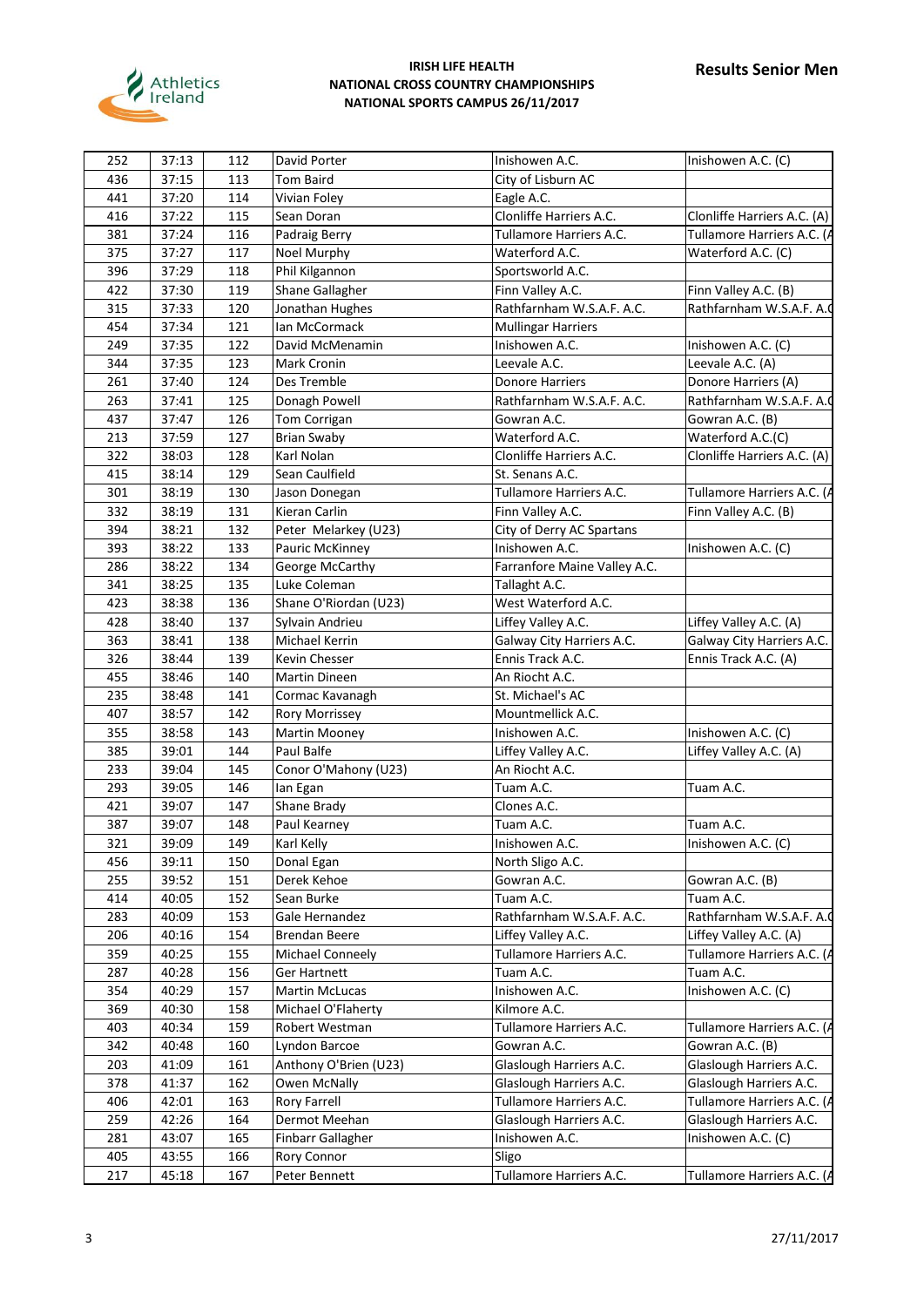**IRISH LIFE HEALTH**
**NATIONAL CROSS COUNTRY CHAMPIONSHIPS**
**NATIONAL SPORTS CAMPUS 26/11/2017**

**Results Senior Men**

| | | | | | |
|---|---|---|---|---|---|
| 252 | 37:13 | 112 | David Porter | Inishowen A.C. | Inishowen A.C. (C) |
| 436 | 37:15 | 113 | Tom Baird | City of Lisburn AC | |
| 441 | 37:20 | 114 | Vivian Foley | Eagle A.C. | |
| 416 | 37:22 | 115 | Sean Doran | Clonliffe Harriers A.C. | Clonliffe Harriers A.C. (A) |
| 381 | 37:24 | 116 | Padraig Berry | Tullamore Harriers A.C. | Tullamore Harriers A.C. (A |
| 375 | 37:27 | 117 | Noel Murphy | Waterford A.C. | Waterford A.C. (C) |
| 396 | 37:29 | 118 | Phil Kilgannon | Sportsworld A.C. | |
| 422 | 37:30 | 119 | Shane Gallagher | Finn Valley A.C. | Finn Valley A.C. (B) |
| 315 | 37:33 | 120 | Jonathan Hughes | Rathfarnham W.S.A.F. A.C. | Rathfarnham W.S.A.F. A.C |
| 454 | 37:34 | 121 | Ian McCormack | Mullingar Harriers | |
| 249 | 37:35 | 122 | David McMenamin | Inishowen A.C. | Inishowen A.C. (C) |
| 344 | 37:35 | 123 | Mark Cronin | Leevale A.C. | Leevale A.C. (A) |
| 261 | 37:40 | 124 | Des Tremble | Donore Harriers | Donore Harriers (A) |
| 263 | 37:41 | 125 | Donagh Powell | Rathfarnham W.S.A.F. A.C. | Rathfarnham W.S.A.F. A.C |
| 437 | 37:47 | 126 | Tom Corrigan | Gowran A.C. | Gowran A.C. (B) |
| 213 | 37:59 | 127 | Brian Swaby | Waterford A.C. | Waterford A.C.(C) |
| 322 | 38:03 | 128 | Karl Nolan | Clonliffe Harriers A.C. | Clonliffe Harriers A.C. (A) |
| 415 | 38:14 | 129 | Sean Caulfield | St. Senans A.C. | |
| 301 | 38:19 | 130 | Jason Donegan | Tullamore Harriers A.C. | Tullamore Harriers A.C. (A |
| 332 | 38:19 | 131 | Kieran Carlin | Finn Valley A.C. | Finn Valley A.C. (B) |
| 394 | 38:21 | 132 | Peter Melarkey (U23) | City of Derry AC Spartans | |
| 393 | 38:22 | 133 | Pauric McKinney | Inishowen A.C. | Inishowen A.C. (C) |
| 286 | 38:22 | 134 | George McCarthy | Farranfore Maine Valley A.C. | |
| 341 | 38:25 | 135 | Luke Coleman | Tallaght A.C. | |
| 423 | 38:38 | 136 | Shane O'Riordan (U23) | West Waterford A.C. | |
| 428 | 38:40 | 137 | Sylvain Andrieu | Liffey Valley A.C. | Liffey Valley A.C. (A) |
| 363 | 38:41 | 138 | Michael Kerrin | Galway City Harriers A.C. | Galway City Harriers A.C. |
| 326 | 38:44 | 139 | Kevin Chesser | Ennis Track A.C. | Ennis Track A.C. (A) |
| 455 | 38:46 | 140 | Martin Dineen | An Riocht A.C. | |
| 235 | 38:48 | 141 | Cormac Kavanagh | St. Michael's AC | |
| 407 | 38:57 | 142 | Rory Morrissey | Mountmellick A.C. | |
| 355 | 38:58 | 143 | Martin Mooney | Inishowen A.C. | Inishowen A.C. (C) |
| 385 | 39:01 | 144 | Paul Balfe | Liffey Valley A.C. | Liffey Valley A.C. (A) |
| 233 | 39:04 | 145 | Conor O'Mahony (U23) | An Riocht A.C. | |
| 293 | 39:05 | 146 | Ian Egan | Tuam A.C. | Tuam A.C. |
| 421 | 39:07 | 147 | Shane Brady | Clones A.C. | |
| 387 | 39:07 | 148 | Paul Kearney | Tuam A.C. | Tuam A.C. |
| 321 | 39:09 | 149 | Karl Kelly | Inishowen A.C. | Inishowen A.C. (C) |
| 456 | 39:11 | 150 | Donal Egan | North Sligo A.C. | |
| 255 | 39:52 | 151 | Derek Kehoe | Gowran A.C. | Gowran A.C. (B) |
| 414 | 40:05 | 152 | Sean Burke | Tuam A.C. | Tuam A.C. |
| 283 | 40:09 | 153 | Gale Hernandez | Rathfarnham W.S.A.F. A.C. | Rathfarnham W.S.A.F. A.C |
| 206 | 40:16 | 154 | Brendan Beere | Liffey Valley A.C. | Liffey Valley A.C. (A) |
| 359 | 40:25 | 155 | Michael Conneely | Tullamore Harriers A.C. | Tullamore Harriers A.C. (A |
| 287 | 40:28 | 156 | Ger Hartnett | Tuam A.C. | Tuam A.C. |
| 354 | 40:29 | 157 | Martin McLucas | Inishowen A.C. | Inishowen A.C. (C) |
| 369 | 40:30 | 158 | Michael O'Flaherty | Kilmore A.C. | |
| 403 | 40:34 | 159 | Robert Westman | Tullamore Harriers A.C. | Tullamore Harriers A.C. (A |
| 342 | 40:48 | 160 | Lyndon Barcoe | Gowran A.C. | Gowran A.C. (B) |
| 203 | 41:09 | 161 | Anthony O'Brien (U23) | Glaslough Harriers A.C. | Glaslough Harriers A.C. |
| 378 | 41:37 | 162 | Owen McNally | Glaslough Harriers A.C. | Glaslough Harriers A.C. |
| 406 | 42:01 | 163 | Rory Farrell | Tullamore Harriers A.C. | Tullamore Harriers A.C. (A |
| 259 | 42:26 | 164 | Dermot Meehan | Glaslough Harriers A.C. | Glaslough Harriers A.C. |
| 281 | 43:07 | 165 | Finbarr Gallagher | Inishowen A.C. | Inishowen A.C. (C) |
| 405 | 43:55 | 166 | Rory Connor | Sligo | |
| 217 | 45:18 | 167 | Peter Bennett | Tullamore Harriers A.C. | Tullamore Harriers A.C. (A |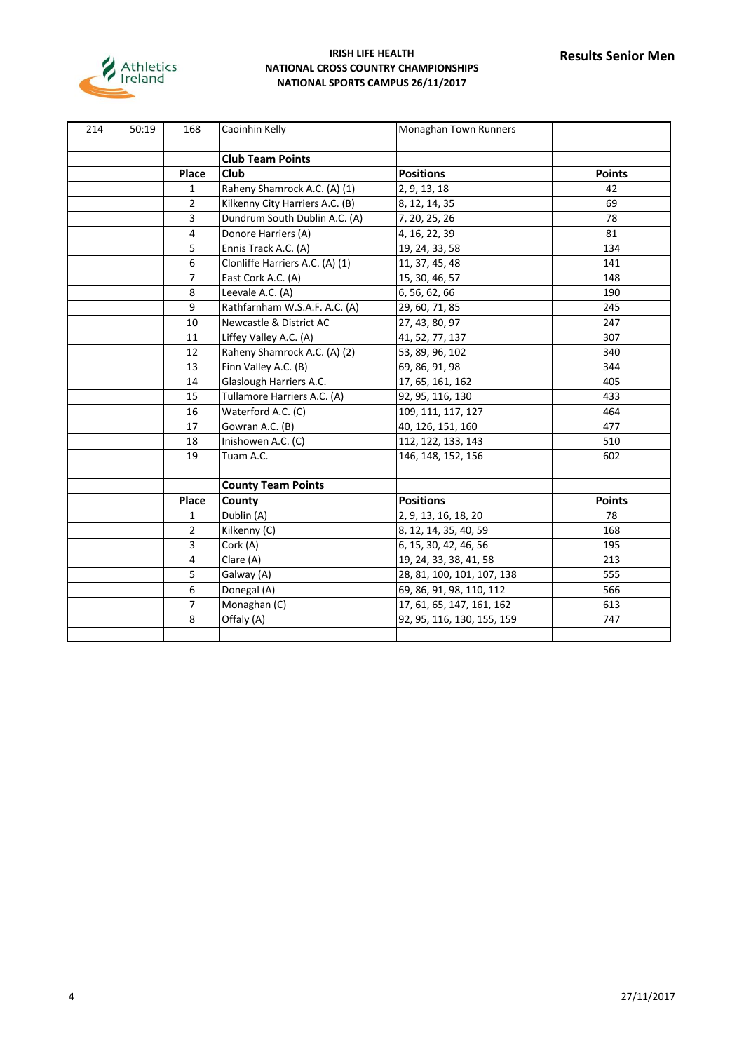IRISH LIFE HEALTH
NATIONAL CROSS COUNTRY CHAMPIONSHIPS
NATIONAL SPORTS CAMPUS 26/11/2017

**Results Senior Men**

| | | | | | |
|---|---|---|---|---|---|
| 214 | 50:19 | 168 | Caoinhin Kelly | Monaghan Town Runners | |
| | | | | | |
| | | | **Club Team Points** | | |
| | | **Place** | **Club** | **Positions** | **Points** |
| | | 1 | Raheny Shamrock A.C. (A) (1) | 2, 9, 13, 18 | 42 |
| | | 2 | Kilkenny City Harriers A.C. (B) | 8, 12, 14, 35 | 69 |
| | | 3 | Dundrum South Dublin A.C. (A) | 7, 20, 25, 26 | 78 |
| | | 4 | Donore Harriers (A) | 4, 16, 22, 39 | 81 |
| | | 5 | Ennis Track A.C. (A) | 19, 24, 33, 58 | 134 |
| | | 6 | Clonliffe Harriers A.C. (A) (1) | 11, 37, 45, 48 | 141 |
| | | 7 | East Cork A.C. (A) | 15, 30, 46, 57 | 148 |
| | | 8 | Leevale A.C. (A) | 6, 56, 62, 66 | 190 |
| | | 9 | Rathfarnham W.S.A.F. A.C. (A) | 29, 60, 71, 85 | 245 |
| | | 10 | Newcastle & District AC | 27, 43, 80, 97 | 247 |
| | | 11 | Liffey Valley A.C. (A) | 41, 52, 77, 137 | 307 |
| | | 12 | Raheny Shamrock A.C. (A) (2) | 53, 89, 96, 102 | 340 |
| | | 13 | Finn Valley A.C. (B) | 69, 86, 91, 98 | 344 |
| | | 14 | Glaslough Harriers A.C. | 17, 65, 161, 162 | 405 |
| | | 15 | Tullamore Harriers A.C. (A) | 92, 95, 116, 130 | 433 |
| | | 16 | Waterford A.C. (C) | 109, 111, 117, 127 | 464 |
| | | 17 | Gowran A.C. (B) | 40, 126, 151, 160 | 477 |
| | | 18 | Inishowen A.C. (C) | 112, 122, 133, 143 | 510 |
| | | 19 | Tuam A.C. | 146, 148, 152, 156 | 602 |
| | | | | | |
| | | | **County Team Points** | | |
| | | **Place** | **County** | **Positions** | **Points** |
| | | 1 | Dublin (A) | 2, 9, 13, 16, 18, 20 | 78 |
| | | 2 | Kilkenny (C) | 8, 12, 14, 35, 40, 59 | 168 |
| | | 3 | Cork (A) | 6, 15, 30, 42, 46, 56 | 195 |
| | | 4 | Clare (A) | 19, 24, 33, 38, 41, 58 | 213 |
| | | 5 | Galway (A) | 28, 81, 100, 101, 107, 138 | 555 |
| | | 6 | Donegal (A) | 69, 86, 91, 98, 110, 112 | 566 |
| | | 7 | Monaghan (C) | 17, 61, 65, 147, 161, 162 | 613 |
| | | 8 | Offaly (A) | 92, 95, 116, 130, 155, 159 | 747 |

27/11/2017